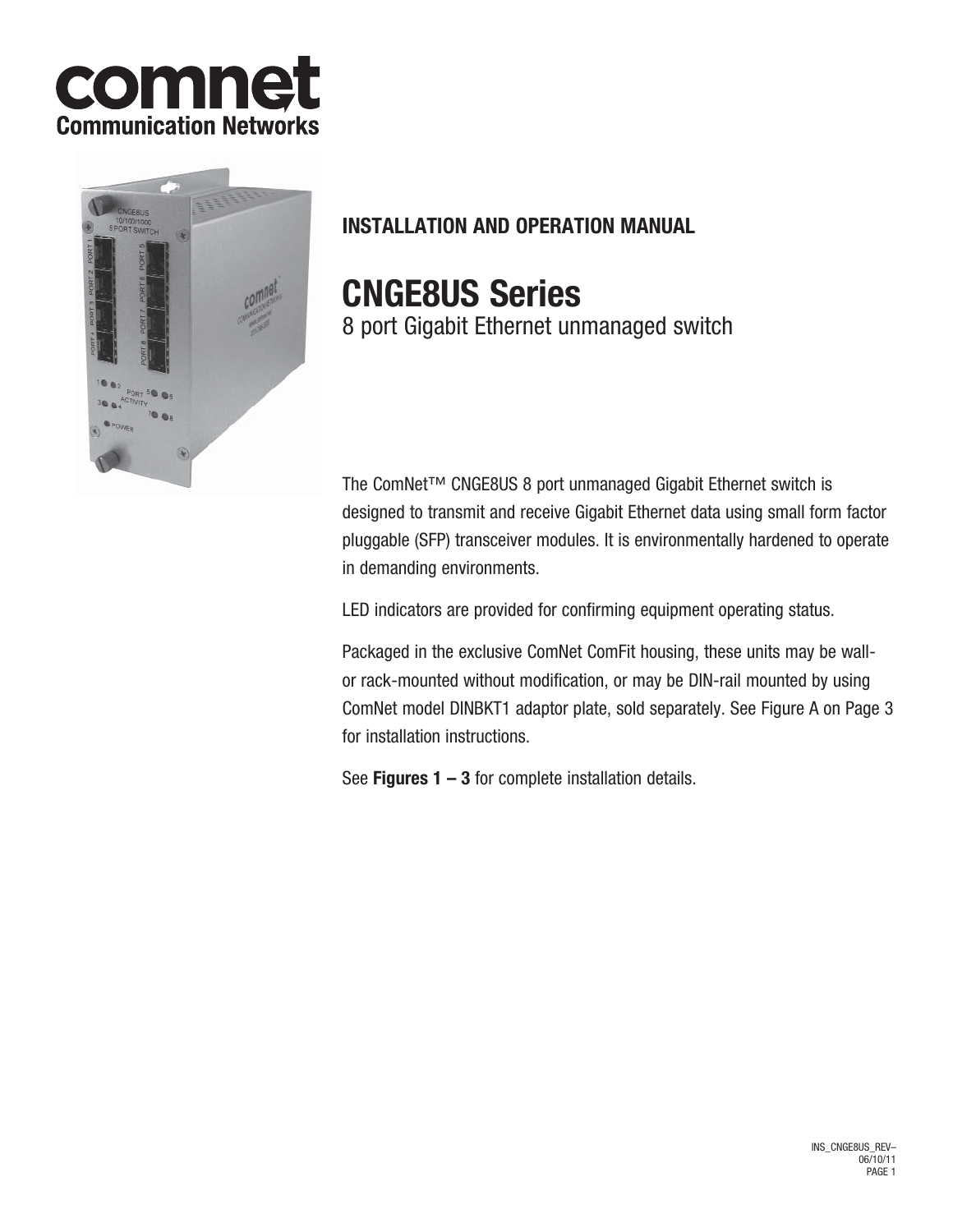comnet
Communication Networks

## INSTALLATION AND OPERATION MANUAL

# CNGE8US Series

8 port Gigabit Ethernet unmanaged switch

The ComNet™ CNGE8US 8 port unmanaged Gigabit Ethernet switch is designed to transmit and receive Gigabit Ethernet data using small form factor pluggable (SFP) transceiver modules. It is environmentally hardened to operate in demanding environments.

LED indicators are provided for confirming equipment operating status.

Packaged in the exclusive ComNet ComFit housing, these units may be wall- or rack-mounted without modification, or may be DIN-rail mounted by using ComNet model DINBKT1 adaptor plate, sold separately. See Figure A on Page 3 for installation instructions.

See **Figures 1 – 3** for complete installation details.

INS_CNGE8US_REV–
06/10/11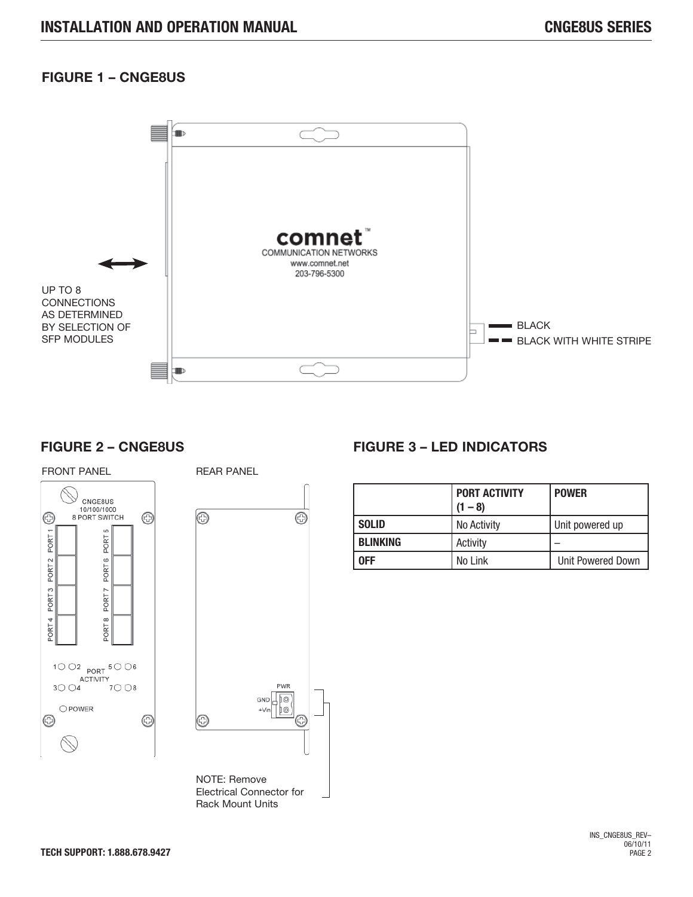## FIGURE 1 – CNGE8US

UP TO 8
CONNECTIONS
AS DETERMINED
BY SELECTION OF
SFP MODULES

comnet™
COMMUNICATION NETWORKS
www.comnet.net
203-796-5300

BLACK
BLACK WITH WHITE STRIPE

## FIGURE 2 – CNGE8US

FRONT PANEL

CNGE8US
10/100/1000
8 PORT SWITCH

PORT 1 PORT 2 PORT 3 PORT 4
PORT 5 PORT 6 PORT 7 PORT 8

1 2 PORT ACTIVITY 5 6
3 4 7 8

POWER

REAR PANEL

PWR
GND
+Vin

NOTE: Remove Electrical Connector for Rack Mount Units

## FIGURE 3 – LED INDICATORS

| | PORT ACTIVITY (1 – 8) | POWER |
|---|---|---|
| **SOLID** | No Activity | Unit powered up |
| **BLINKING** | Activity | – |
| **OFF** | No Link | Unit Powered Down |

**TECH SUPPORT: 1.888.678.9427**

INS_CNGE8US_REV–
06/10/11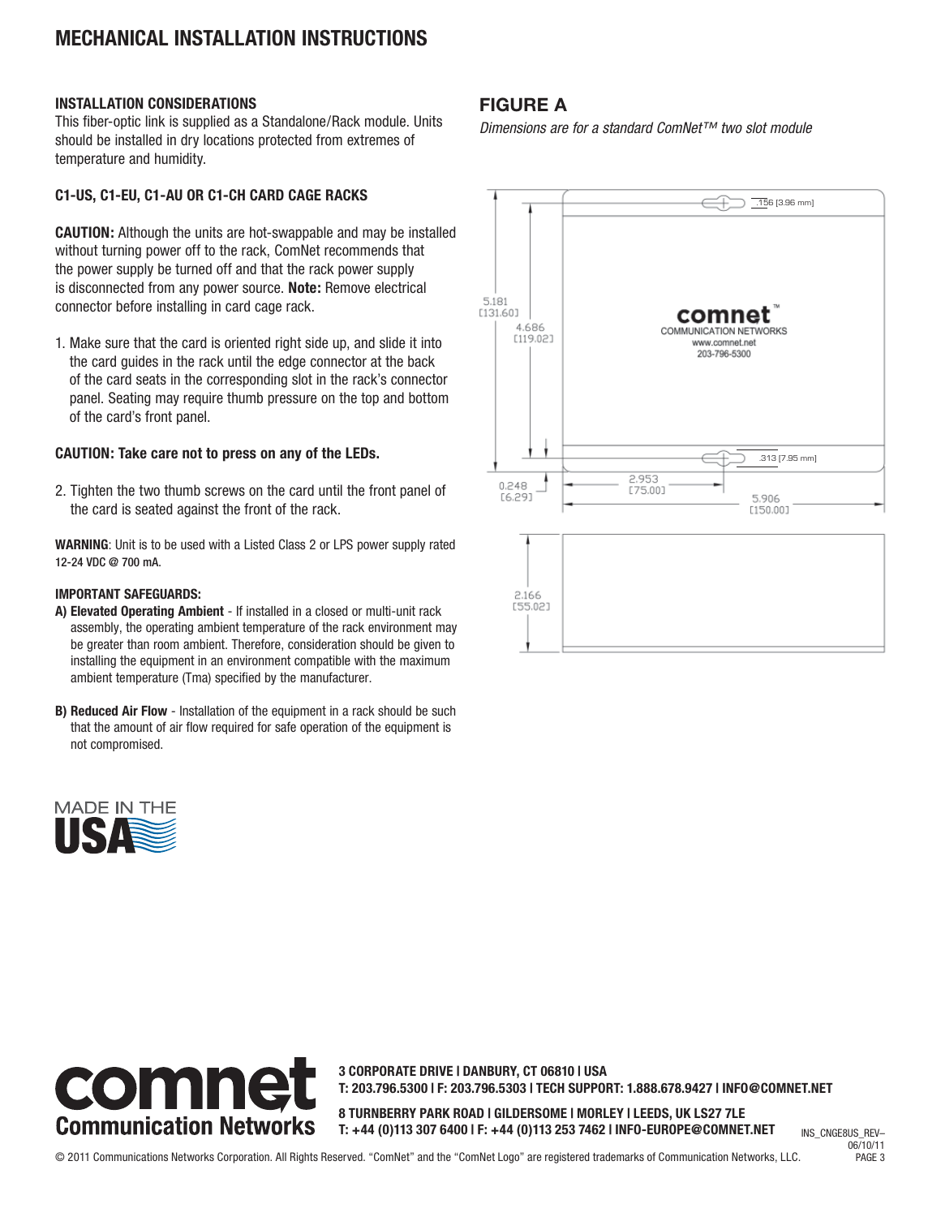# MECHANICAL INSTALLATION INSTRUCTIONS

### INSTALLATION CONSIDERATIONS

This fiber-optic link is supplied as a Standalone/Rack module. Units should be installed in dry locations protected from extremes of temperature and humidity.

### C1-US, C1-EU, C1-AU OR C1-CH CARD CAGE RACKS

**CAUTION:** Although the units are hot-swappable and may be installed without turning power off to the rack, ComNet recommends that the power supply be turned off and that the rack power supply is disconnected from any power source. **Note:** Remove electrical connector before installing in card cage rack.

1. Make sure that the card is oriented right side up, and slide it into the card guides in the rack until the edge connector at the back of the card seats in the corresponding slot in the rack's connector panel. Seating may require thumb pressure on the top and bottom of the card's front panel.

**CAUTION: Take care not to press on any of the LEDs.**

2. Tighten the two thumb screws on the card until the front panel of the card is seated against the front of the rack.

**WARNING**: Unit is to be used with a Listed Class 2 or LPS power supply rated 12-24 VDC @ 700 mA.

**IMPORTANT SAFEGUARDS:**

**A) Elevated Operating Ambient** - If installed in a closed or multi-unit rack assembly, the operating ambient temperature of the rack environment may be greater than room ambient. Therefore, consideration should be given to installing the equipment in an environment compatible with the maximum ambient temperature (Tma) specified by the manufacturer.

**B) Reduced Air Flow** - Installation of the equipment in a rack should be such that the amount of air flow required for safe operation of the equipment is not compromised.

## FIGURE A

*Dimensions are for a standard ComNet™ two slot module*

.156 [3.96 mm]
5.181 [131.60]
4.686 [119.02]
comnet™
COMMUNICATION NETWORKS
www.comnet.net
203-796-5300
.313 [7.95 mm]
0.248 [6.29]
2.953 [75.00]
5.906 [150.00]
2.166 [55.02]

MADE IN THE USA

3 CORPORATE DRIVE | DANBURY, CT 06810 | USA
T: 203.796.5300 | F: 203.796.5303 | TECH SUPPORT: 1.888.678.9427 | INFO@COMNET.NET

8 TURNBERRY PARK ROAD | GILDERSOME | MORLEY | LEEDS, UK LS27 7LE
T: +44 (0)113 307 6400 | F: +44 (0)113 253 7462 | INFO-EUROPE@COMNET.NET

© 2011 Communications Networks Corporation. All Rights Reserved. "ComNet" and the "ComNet Logo" are registered trademarks of Communication Networks, LLC.

INS_CNGE8US_REV– 06/10/11